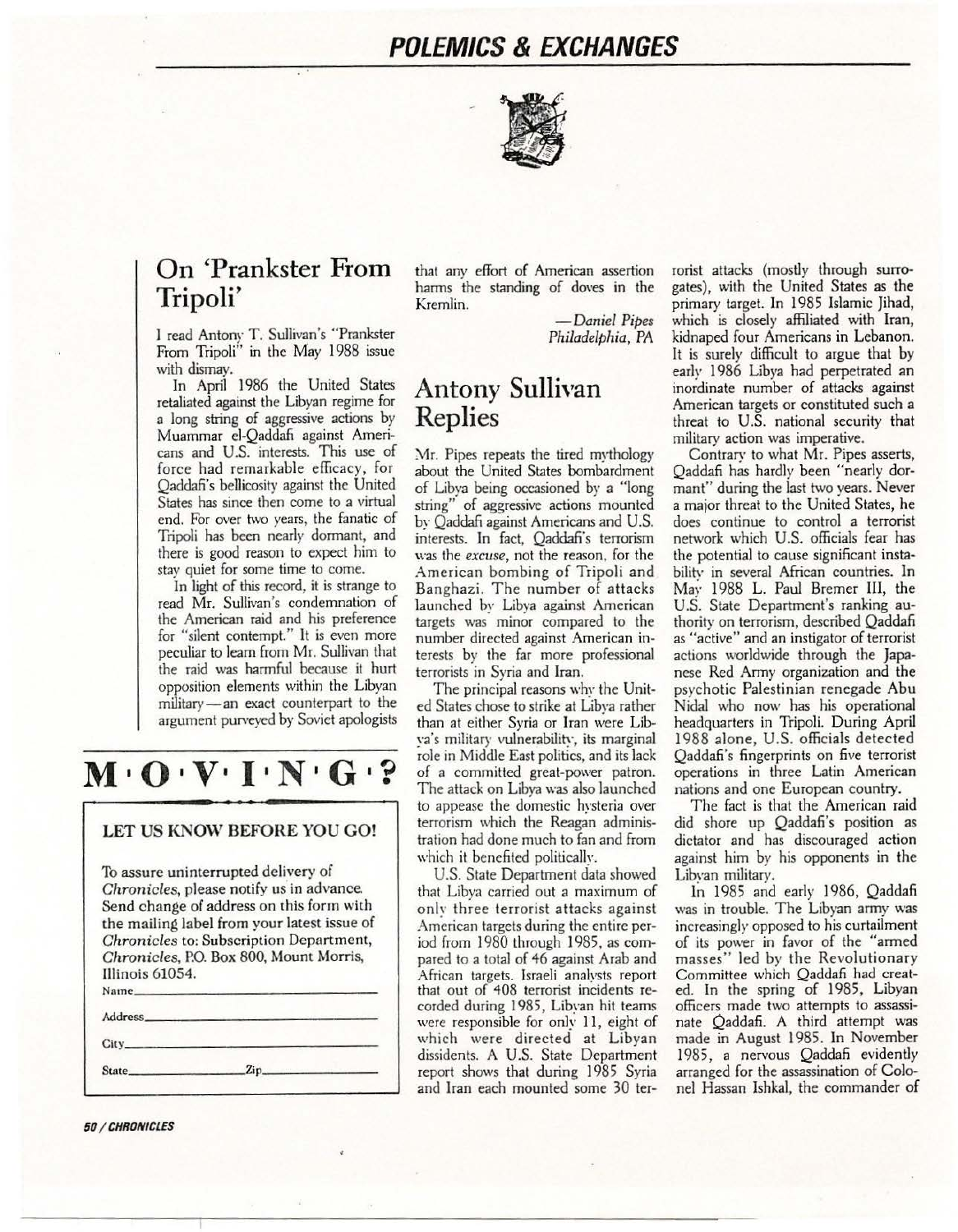# POLEMICS & EXCHANGES

## On 'Prankster From Tripoli'

I read Antony T. Sullivan's "Prankster From Tripoli" in the May 1988 issue with dismay.

In April 1986 the United States retaliated against the Libyan regime for a long string of aggressive actions by Muammar el-Qaddafi against Americans and U.S. interests. This use of force had remarkable efficacy, for Qaddafi's bellicosity against the United States has since then come to a virtual end. For over two years, the fanatic of Tripoli has been nearly dormant, and there is good reason to expect him to stay quiet for some time to come.

In light of this record, it is strange to read Mr. Sullivan's condemnation of the American raid and his preference for "silent contempt." It is even more peculiar to learn from Mr. Sullivan that the raid was harmful because it hurt opposition elements within the Libyan military—an exact counterpart to the argument purveyed by Soviet apologists that any effort of American assertion harms the standing of doves in the Kremlin.

*—Daniel Pipes*
*Philadelphia, PA*

## M·O·V·I·N·G·?

**LET US KNOW BEFORE YOU GO!**

To assure uninterrupted delivery of *Chronicles*, please notify us in advance. Send change of address on this form with the mailing label from your latest issue of *Chronicles* to: Subscription Department, *Chronicles*, P.O. Box 800, Mount Morris, Illinois 61054.

Name\_\_\_\_\_\_\_\_\_\_\_\_\_\_\_\_\_\_\_\_

Address\_\_\_\_\_\_\_\_\_\_\_\_\_\_\_\_\_\_\_\_

City\_\_\_\_\_\_\_\_\_\_\_\_\_\_\_\_\_\_\_\_

State\_\_\_\_\_\_\_\_\_\_ Zip\_\_\_\_\_\_\_\_\_\_

## Antony Sullivan Replies

Mr. Pipes repeats the tired mythology about the United States bombardment of Libya being occasioned by a "long string" of aggressive actions mounted by Qaddafi against Americans and U.S. interests. In fact, Qaddafi's terrorism was the *excuse*, not the reason, for the American bombing of Tripoli and Banghazi. The number of attacks launched by Libya against American targets was minor compared to the number directed against American interests by the far more professional terrorists in Syria and Iran.

The principal reasons why the United States chose to strike at Libya rather than at either Syria or Iran were Libya's military vulnerability, its marginal role in Middle East politics, and its lack of a committed great-power patron. The attack on Libya was also launched to appease the domestic hysteria over terrorism which the Reagan administration had done much to fan and from which it benefited politically.

U.S. State Department data showed that Libya carried out a maximum of only three terrorist attacks against American targets during the entire period from 1980 through 1985, as compared to a total of 46 against Arab and African targets. Israeli analysts report that out of 408 terrorist incidents recorded during 1985, Libyan hit teams were responsible for only 11, eight of which were directed at Libyan dissidents. A U.S. State Department report shows that during 1985 Syria and Iran each mounted some 30 terrorist attacks (mostly through surrogates), with the United States as the primary target. In 1985 Islamic Jihad, which is closely affiliated with Iran, kidnaped four Americans in Lebanon. It is surely difficult to argue that by early 1986 Libya had perpetrated an inordinate number of attacks against American targets or constituted such a threat to U.S. national security that military action was imperative.

Contrary to what Mr. Pipes asserts, Qaddafi has hardly been "nearly dormant" during the last two years. Never a major threat to the United States, he does continue to control a terrorist network which U.S. officials fear has the potential to cause significant instability in several African countries. In May 1988 L. Paul Bremer III, the U.S. State Department's ranking authority on terrorism, described Qaddafi as "active" and an instigator of terrorist actions worldwide through the Japanese Red Army organization and the psychotic Palestinian renegade Abu Nidal who now has his operational headquarters in Tripoli. During April 1988 alone, U.S. officials detected Qaddafi's fingerprints on five terrorist operations in three Latin American nations and one European country.

The fact is that the American raid did shore up Qaddafi's position as dictator and has discouraged action against him by his opponents in the Libyan military.

In 1985 and early 1986, Qaddafi was in trouble. The Libyan army was increasingly opposed to his curtailment of its power in favor of the "armed masses" led by the Revolutionary Committee which Qaddafi had created. In the spring of 1985, Libyan officers made two attempts to assassinate Qaddafi. A third attempt was made in August 1985. In November 1985, a nervous Qaddafi evidently arranged for the assassination of Colonel Hassan Ishkal, the commander of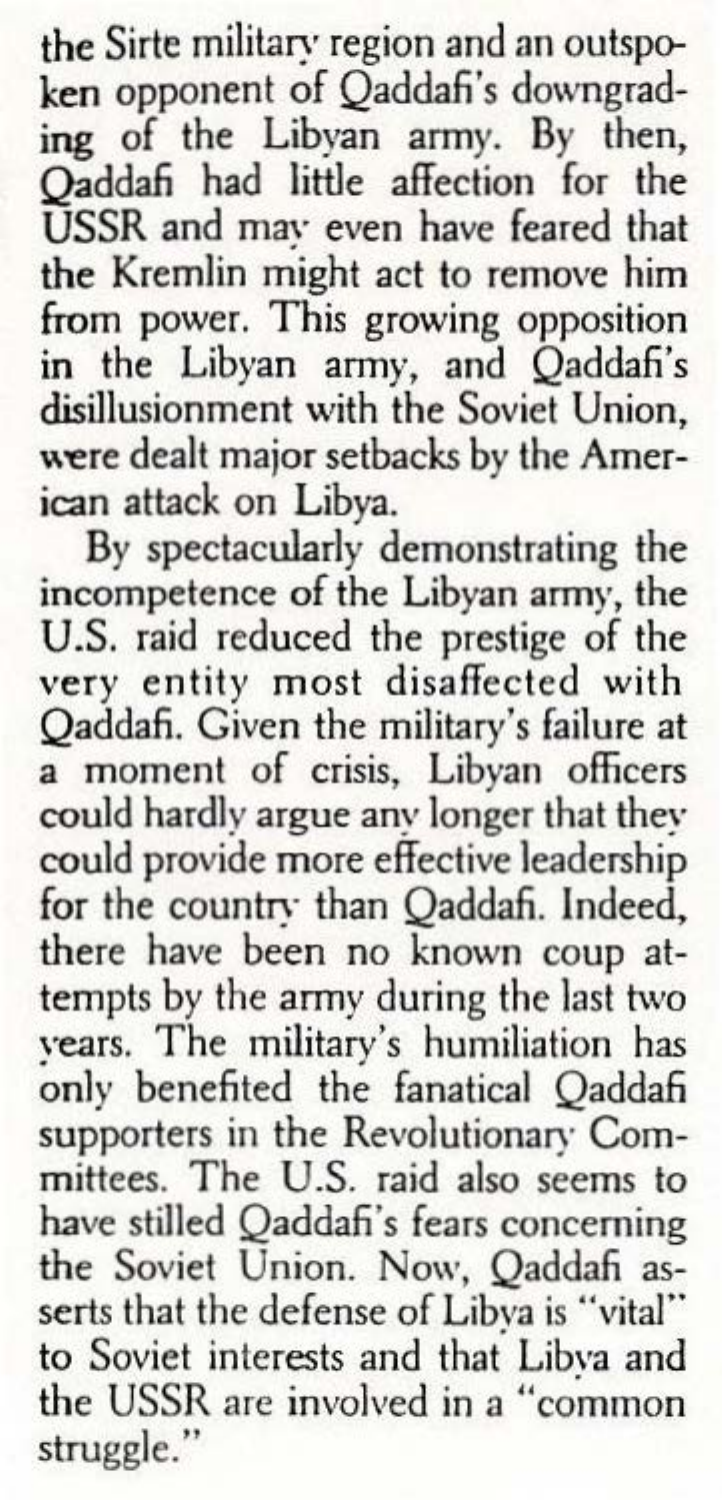the Sirte military region and an outspoken opponent of Qaddafi's downgrading of the Libyan army. By then, Qaddafi had little affection for the USSR and may even have feared that the Kremlin might act to remove him from power. This growing opposition in the Libyan army, and Qaddafi's disillusionment with the Soviet Union, were dealt major setbacks by the American attack on Libya.

By spectacularly demonstrating the incompetence of the Libyan army, the U.S. raid reduced the prestige of the very entity most disaffected with Qaddafi. Given the military's failure at a moment of crisis, Libyan officers could hardly argue any longer that they could provide more effective leadership for the country than Qaddafi. Indeed, there have been no known coup attempts by the army during the last two years. The military's humiliation has only benefited the fanatical Qaddafi supporters in the Revolutionary Committees. The U.S. raid also seems to have stilled Qaddafi's fears concerning the Soviet Union. Now, Qaddafi asserts that the defense of Libya is "vital" to Soviet interests and that Libya and the USSR are involved in a "common struggle."